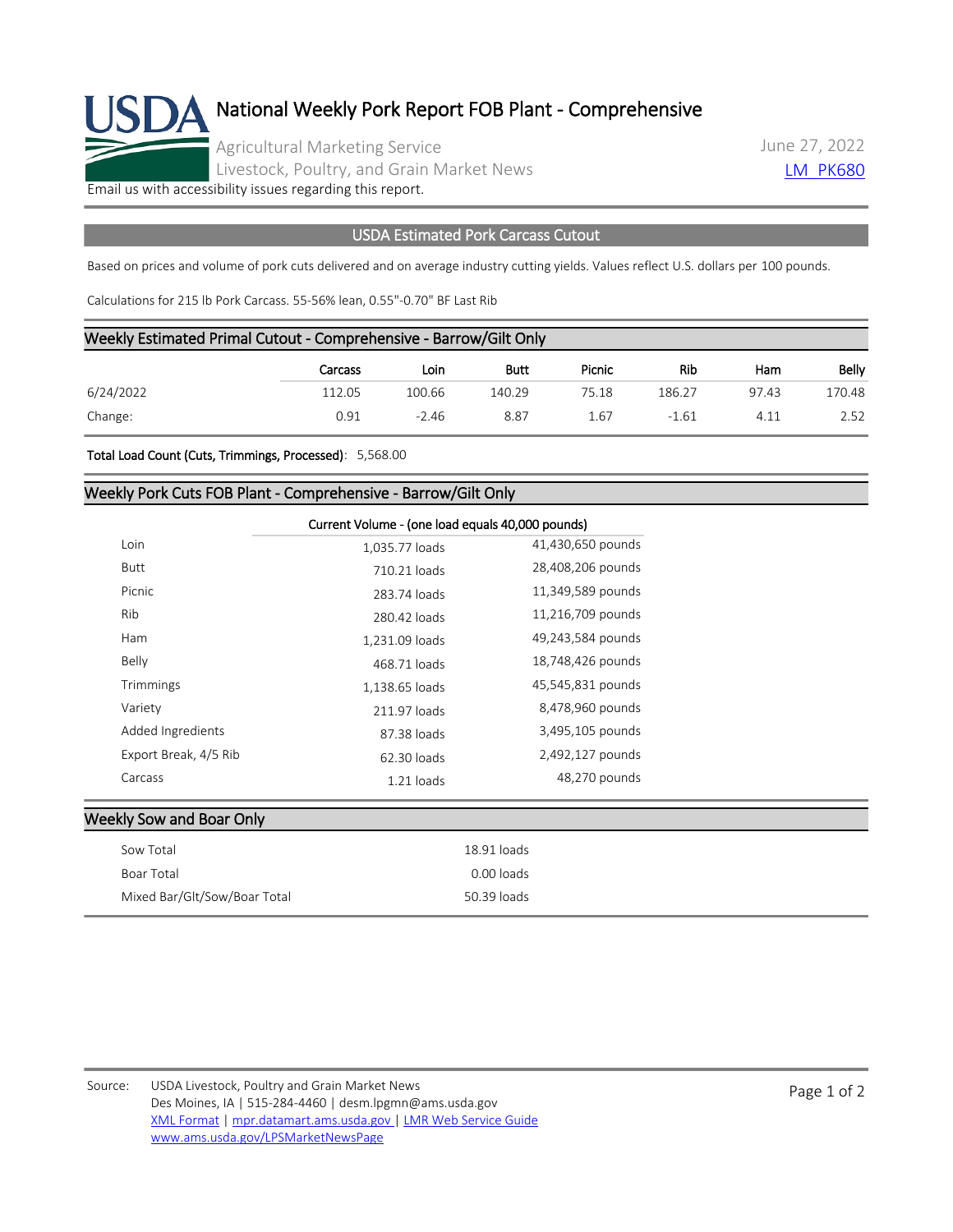# National Weekly Pork Report FOB Plant - Comprehensive

Agricultural Marketing Service
Livestock, Poultry, and Grain Market News

June 27, 2022
LM_PK680

Email us with accessibility issues regarding this report.

## USDA Estimated Pork Carcass Cutout

Based on prices and volume of pork cuts delivered and on average industry cutting yields. Values reflect U.S. dollars per 100 pounds.

Calculations for 215 lb Pork Carcass. 55-56% lean, 0.55"-0.70" BF Last Rib

### Weekly Estimated Primal Cutout - Comprehensive - Barrow/Gilt Only

| | Carcass | Loin | Butt | Picnic | Rib | Ham | Belly |
|---|---|---|---|---|---|---|---|
| 6/24/2022 | 112.05 | 100.66 | 140.29 | 75.18 | 186.27 | 97.43 | 170.48 |
| Change: | 0.91 | -2.46 | 8.87 | 1.67 | -1.61 | 4.11 | 2.52 |

**Total Load Count (Cuts, Trimmings, Processed)**: 5,568.00

### Weekly Pork Cuts FOB Plant - Comprehensive - Barrow/Gilt Only

| | Current Volume - (one load equals 40,000 pounds) | |
|---|---|---|
| Loin | 1,035.77 loads | 41,430,650 pounds |
| Butt | 710.21 loads | 28,408,206 pounds |
| Picnic | 283.74 loads | 11,349,589 pounds |
| Rib | 280.42 loads | 11,216,709 pounds |
| Ham | 1,231.09 loads | 49,243,584 pounds |
| Belly | 468.71 loads | 18,748,426 pounds |
| Trimmings | 1,138.65 loads | 45,545,831 pounds |
| Variety | 211.97 loads | 8,478,960 pounds |
| Added Ingredients | 87.38 loads | 3,495,105 pounds |
| Export Break, 4/5 Rib | 62.30 loads | 2,492,127 pounds |
| Carcass | 1.21 loads | 48,270 pounds |

### Weekly Sow and Boar Only

| | |
|---|---|
| Sow Total | 18.91 loads |
| Boar Total | 0.00 loads |
| Mixed Bar/Glt/Sow/Boar Total | 50.39 loads |

Source: USDA Livestock, Poultry and Grain Market News
Des Moines, IA | 515-284-4460 | desm.lpgmn@ams.usda.gov
XML Format | mpr.datamart.ams.usda.gov | LMR Web Service Guide
www.ams.usda.gov/LPSMarketNewsPage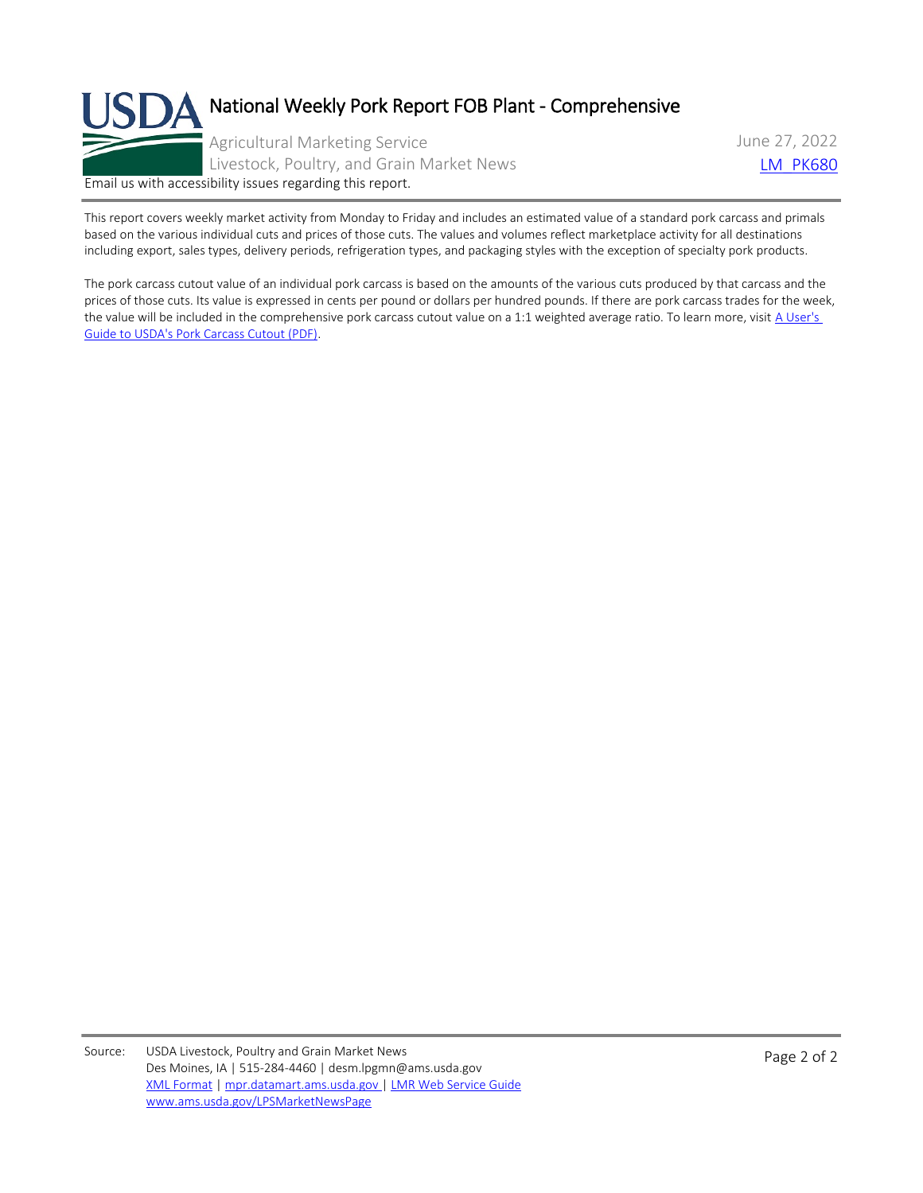# National Weekly Pork Report FOB Plant - Comprehensive

Agricultural Marketing Service
Livestock, Poultry, and Grain Market News

June 27, 2022
LM_PK680

Email us with accessibility issues regarding this report.

This report covers weekly market activity from Monday to Friday and includes an estimated value of a standard pork carcass and primals based on the various individual cuts and prices of those cuts. The values and volumes reflect marketplace activity for all destinations including export, sales types, delivery periods, refrigeration types, and packaging styles with the exception of specialty pork products.

The pork carcass cutout value of an individual pork carcass is based on the amounts of the various cuts produced by that carcass and the prices of those cuts. Its value is expressed in cents per pound or dollars per hundred pounds. If there are pork carcass trades for the week, the value will be included in the comprehensive pork carcass cutout value on a 1:1 weighted average ratio. To learn more, visit A User's Guide to USDA's Pork Carcass Cutout (PDF).

Source: USDA Livestock, Poultry and Grain Market News
Des Moines, IA | 515-284-4460 | desm.lpgmn@ams.usda.gov
XML Format | mpr.datamart.ams.usda.gov | LMR Web Service Guide
www.ams.usda.gov/LPSMarketNewsPage